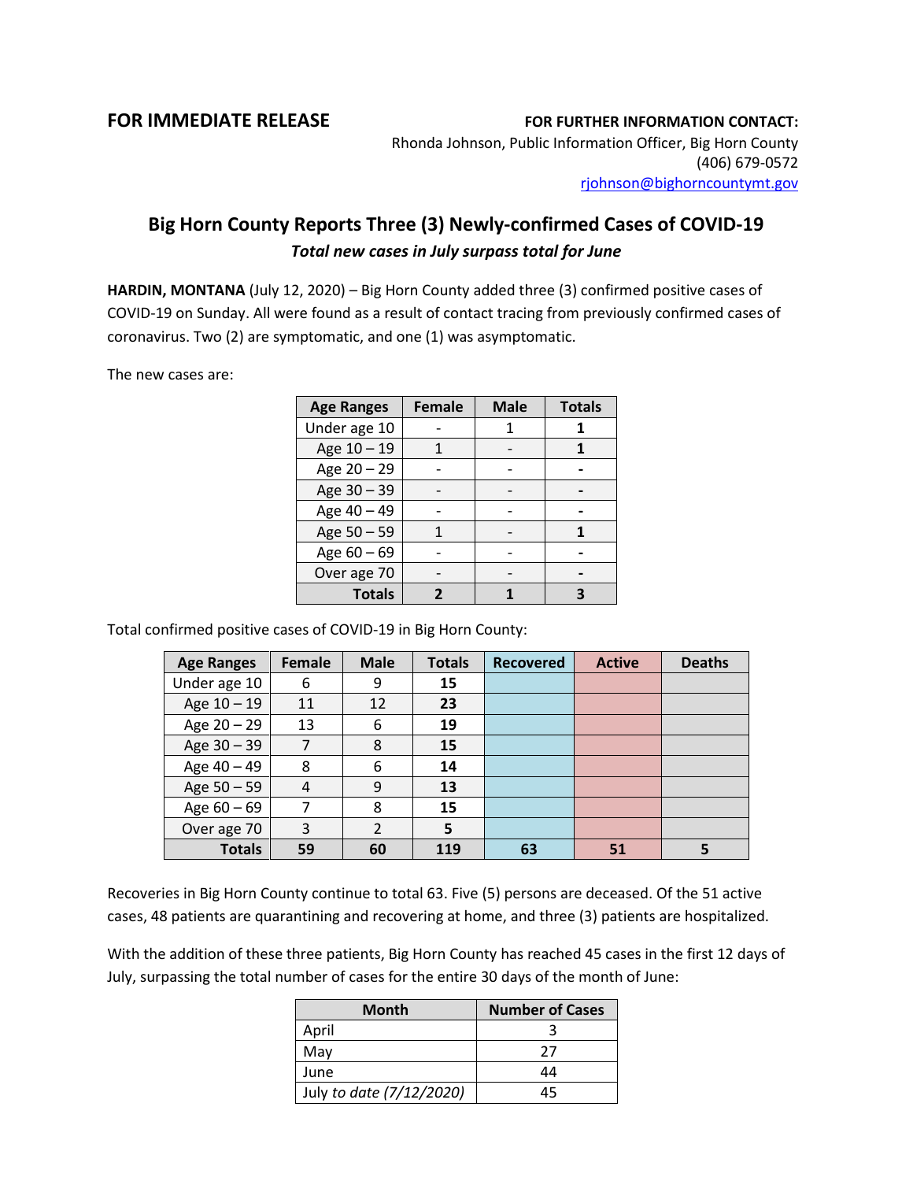**FOR IMMEDIATE RELEASE**

**FOR FURTHER INFORMATION CONTACT:**
Rhonda Johnson, Public Information Officer, Big Horn County
(406) 679-0572
rjohnson@bighorncountymt.gov

# Big Horn County Reports Three (3) Newly-confirmed Cases of COVID-19

***Total new cases in July surpass total for June***

**HARDIN, MONTANA** (July 12, 2020) – Big Horn County added three (3) confirmed positive cases of COVID-19 on Sunday. All were found as a result of contact tracing from previously confirmed cases of coronavirus. Two (2) are symptomatic, and one (1) was asymptomatic.

The new cases are:

| Age Ranges | Female | Male | Totals |
|---|---|---|---|
| Under age 10 | - | 1 | **1** |
| Age 10 – 19 | 1 | - | **1** |
| Age 20 – 29 | - | - | **-** |
| Age 30 – 39 | - | - | **-** |
| Age 40 – 49 | - | - | **-** |
| Age 50 – 59 | 1 | - | **1** |
| Age 60 – 69 | - | - | **-** |
| Over age 70 | - | - | **-** |
| **Totals** | **2** | **1** | **3** |

Total confirmed positive cases of COVID-19 in Big Horn County:

| Age Ranges | Female | Male | Totals | Recovered | Active | Deaths |
|---|---|---|---|---|---|---|
| Under age 10 | 6 | 9 | **15** | | | |
| Age 10 – 19 | 11 | 12 | **23** | | | |
| Age 20 – 29 | 13 | 6 | **19** | | | |
| Age 30 – 39 | 7 | 8 | **15** | | | |
| Age 40 – 49 | 8 | 6 | **14** | | | |
| Age 50 – 59 | 4 | 9 | **13** | | | |
| Age 60 – 69 | 7 | 8 | **15** | | | |
| Over age 70 | 3 | 2 | **5** | | | |
| **Totals** | **59** | **60** | **119** | **63** | **51** | **5** |

Recoveries in Big Horn County continue to total 63. Five (5) persons are deceased. Of the 51 active cases, 48 patients are quarantining and recovering at home, and three (3) patients are hospitalized.

With the addition of these three patients, Big Horn County has reached 45 cases in the first 12 days of July, surpassing the total number of cases for the entire 30 days of the month of June:

| Month | Number of Cases |
|---|---|
| April | 3 |
| May | 27 |
| June | 44 |
| July *to date (7/12/2020)* | 45 |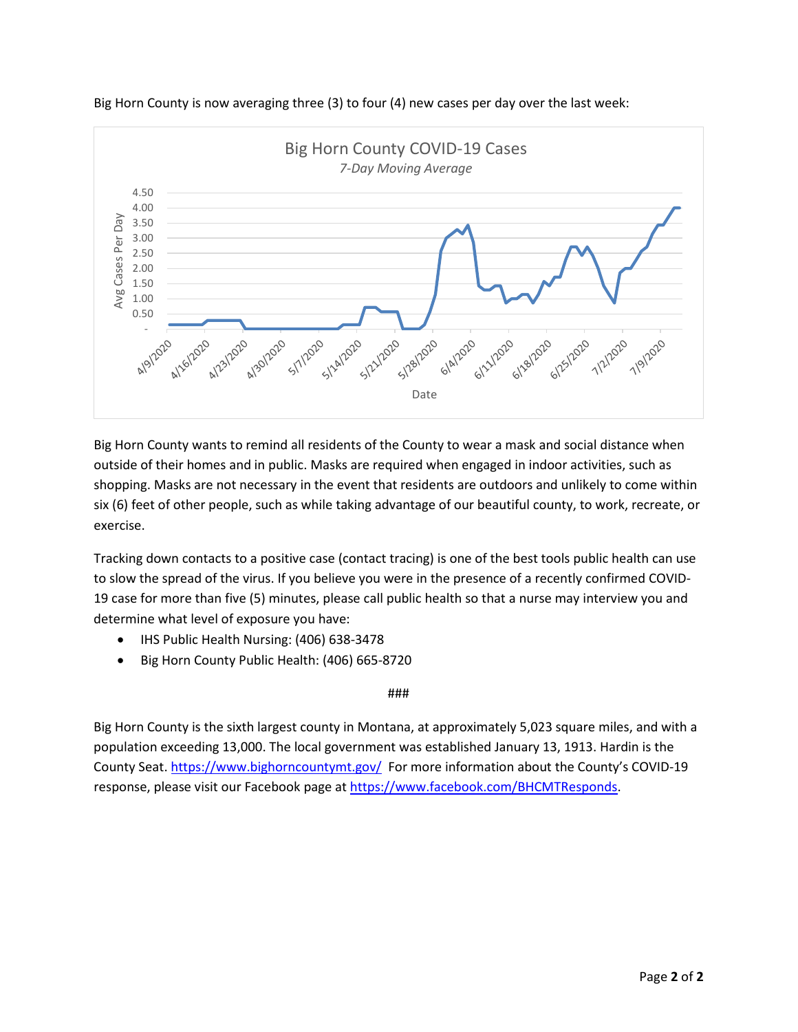Big Horn County is now averaging three (3) to four (4) new cases per day over the last week:

Big Horn County COVID-19 Cases

*7-Day Moving Average*

4.50
4.00
3.50
3.00
2.50
2.00
1.50
1.00
0.50
-

Avg Cases Per Day

4/9/2020
4/16/2020
4/23/2020
4/30/2020
5/7/2020
5/14/2020
5/21/2020
5/28/2020
6/4/2020
6/11/2020
6/18/2020
6/25/2020
7/2/2020
7/9/2020

Date

Big Horn County wants to remind all residents of the County to wear a mask and social distance when outside of their homes and in public. Masks are required when engaged in indoor activities, such as shopping. Masks are not necessary in the event that residents are outdoors and unlikely to come within six (6) feet of other people, such as while taking advantage of our beautiful county, to work, recreate, or exercise.

Tracking down contacts to a positive case (contact tracing) is one of the best tools public health can use to slow the spread of the virus. If you believe you were in the presence of a recently confirmed COVID-19 case for more than five (5) minutes, please call public health so that a nurse may interview you and determine what level of exposure you have:

- IHS Public Health Nursing: (406) 638-3478
- Big Horn County Public Health: (406) 665-8720

###

Big Horn County is the sixth largest county in Montana, at approximately 5,023 square miles, and with a population exceeding 13,000. The local government was established January 13, 1913. Hardin is the County Seat. [https://www.bighorncountymt.gov/](https://www.bighorncountymt.gov/) For more information about the County's COVID-19 response, please visit our Facebook page at [https://www.facebook.com/BHCMTResponds](https://www.facebook.com/BHCMTResponds).